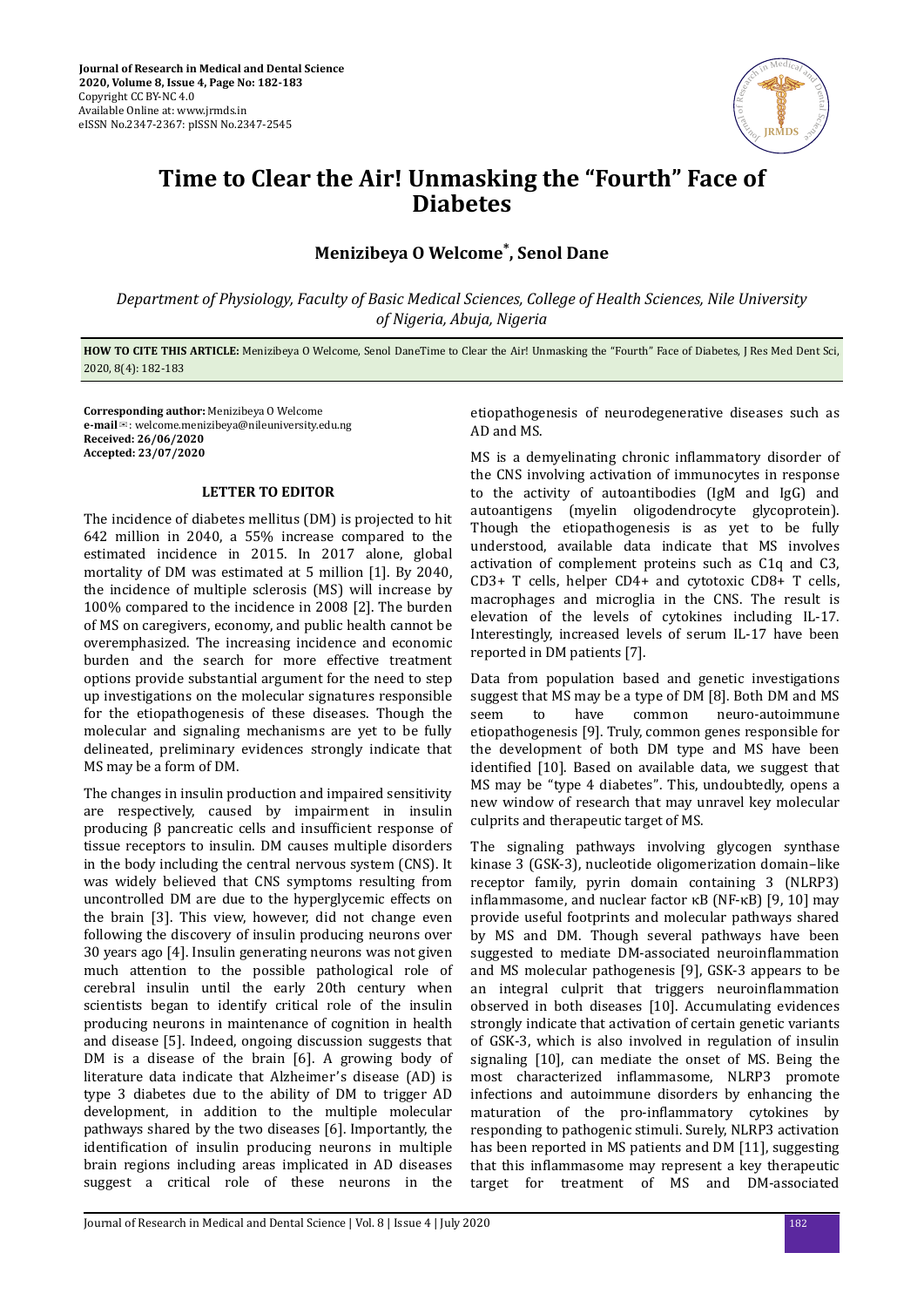# Time to Clear the Air! Unmasking the "Fourth" Face of Diabetes

**Menizibeya O Welcome*, Senol Dane**

*Department of Physiology, Faculty of Basic Medical Sciences, College of Health Sciences, Nile University of Nigeria, Abuja, Nigeria*

**HOW TO CITE THIS ARTICLE:** Menizibeya O Welcome, Senol DaneTime to Clear the Air! Unmasking the "Fourth" Face of Diabetes, J Res Med Dent Sci, 2020, 8(4): 182-183

**Corresponding author:** Menizibeya O Welcome
**e-mail**✉: welcome.menizibeya@nileuniversity.edu.ng
**Received: 26/06/2020**
**Accepted: 23/07/2020**

## LETTER TO EDITOR

The incidence of diabetes mellitus (DM) is projected to hit 642 million in 2040, a 55% increase compared to the estimated incidence in 2015. In 2017 alone, global mortality of DM was estimated at 5 million [1]. By 2040, the incidence of multiple sclerosis (MS) will increase by 100% compared to the incidence in 2008 [2]. The burden of MS on caregivers, economy, and public health cannot be overemphasized. The increasing incidence and economic burden and the search for more effective treatment options provide substantial argument for the need to step up investigations on the molecular signatures responsible for the etiopathogenesis of these diseases. Though the molecular and signaling mechanisms are yet to be fully delineated, preliminary evidences strongly indicate that MS may be a form of DM.

The changes in insulin production and impaired sensitivity are respectively, caused by impairment in insulin producing β pancreatic cells and insufficient response of tissue receptors to insulin. DM causes multiple disorders in the body including the central nervous system (CNS). It was widely believed that CNS symptoms resulting from uncontrolled DM are due to the hyperglycemic effects on the brain [3]. This view, however, did not change even following the discovery of insulin producing neurons over 30 years ago [4]. Insulin generating neurons was not given much attention to the possible pathological role of cerebral insulin until the early 20th century when scientists began to identify critical role of the insulin producing neurons in maintenance of cognition in health and disease [5]. Indeed, ongoing discussion suggests that DM is a disease of the brain [6]. A growing body of literature data indicate that Alzheimer's disease (AD) is type 3 diabetes due to the ability of DM to trigger AD development, in addition to the multiple molecular pathways shared by the two diseases [6]. Importantly, the identification of insulin producing neurons in multiple brain regions including areas implicated in AD diseases suggest a critical role of these neurons in the etiopathogenesis of neurodegenerative diseases such as AD and MS.

MS is a demyelinating chronic inflammatory disorder of the CNS involving activation of immunocytes in response to the activity of autoantibodies (IgM and IgG) and autoantigens (myelin oligodendrocyte glycoprotein). Though the etiopathogenesis is as yet to be fully understood, available data indicate that MS involves activation of complement proteins such as C1q and C3, CD3+ T cells, helper CD4+ and cytotoxic CD8+ T cells, macrophages and microglia in the CNS. The result is elevation of the levels of cytokines including IL-17. Interestingly, increased levels of serum IL-17 have been reported in DM patients [7].

Data from population based and genetic investigations suggest that MS may be a type of DM [8]. Both DM and MS seem to have common neuro-autoimmune etiopathogenesis [9]. Truly, common genes responsible for the development of both DM type and MS have been identified [10]. Based on available data, we suggest that MS may be "type 4 diabetes". This, undoubtedly, opens a new window of research that may unravel key molecular culprits and therapeutic target of MS.

The signaling pathways involving glycogen synthase kinase 3 (GSK-3), nucleotide oligomerization domain–like receptor family, pyrin domain containing 3 (NLRP3) inflammasome, and nuclear factor κB (NF-κB) [9, 10] may provide useful footprints and molecular pathways shared by MS and DM. Though several pathways have been suggested to mediate DM-associated neuroinflammation and MS molecular pathogenesis [9], GSK-3 appears to be an integral culprit that triggers neuroinflammation observed in both diseases [10]. Accumulating evidences strongly indicate that activation of certain genetic variants of GSK-3, which is also involved in regulation of insulin signaling [10], can mediate the onset of MS. Being the most characterized inflammasome, NLRP3 promote infections and autoimmune disorders by enhancing the maturation of the pro-inflammatory cytokines by responding to pathogenic stimuli. Surely, NLRP3 activation has been reported in MS patients and DM [11], suggesting that this inflammasome may represent a key therapeutic target for treatment of MS and DM-associated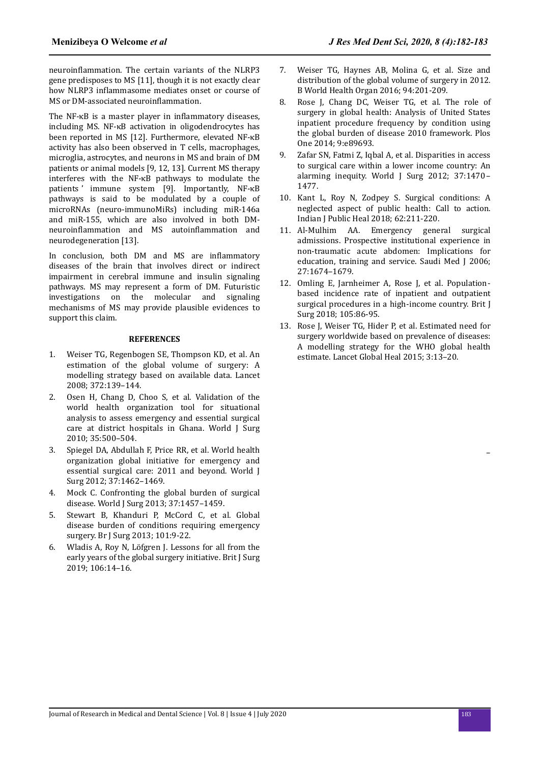neuroinflammation. The certain variants of the NLRP3 gene predisposes to MS [11], though it is not exactly clear how NLRP3 inflammasome mediates onset or course of MS or DM-associated neuroinflammation.

The NF-κB is a master player in inflammatory diseases, including MS. NF-κB activation in oligodendrocytes has been reported in MS [12]. Furthermore, elevated NF-κB activity has also been observed in T cells, macrophages, microglia, astrocytes, and neurons in MS and brain of DM patients or animal models [9, 12, 13]. Current MS therapy interferes with the NF-κB pathways to modulate the patients' immune system [9]. Importantly, NF-κB pathways is said to be modulated by a couple of microRNAs (neuro-immunoMiRs) including miR-146a and miR-155, which are also involved in both DM-neuroinflammation and MS autoinflammation and neurodegeneration [13].

In conclusion, both DM and MS are inflammatory diseases of the brain that involves direct or indirect impairment in cerebral immune and insulin signaling pathways. MS may represent a form of DM. Futuristic investigations on the molecular and signaling mechanisms of MS may provide plausible evidences to support this claim.

## REFERENCES

1. Weiser TG, Regenbogen SE, Thompson KD, et al. An estimation of the global volume of surgery: A modelling strategy based on available data. Lancet 2008; 372:139–144.
2. Osen H, Chang D, Choo S, et al. Validation of the world health organization tool for situational analysis to assess emergency and essential surgical care at district hospitals in Ghana. World J Surg 2010; 35:500–504.
3. Spiegel DA, Abdullah F, Price RR, et al. World health organization global initiative for emergency and essential surgical care: 2011 and beyond. World J Surg 2012; 37:1462–1469.
4. Mock C. Confronting the global burden of surgical disease. World J Surg 2013; 37:1457–1459.
5. Stewart B, Khanduri P, McCord C, et al. Global disease burden of conditions requiring emergency surgery. Br J Surg 2013; 101:9-22.
6. Wladis A, Roy N, Löfgren J. Lessons for all from the early years of the global surgery initiative. Brit J Surg 2019; 106:14–16.
7. Weiser TG, Haynes AB, Molina G, et al. Size and distribution of the global volume of surgery in 2012. B World Health Organ 2016; 94:201-209.
8. Rose J, Chang DC, Weiser TG, et al. The role of surgery in global health: Analysis of United States inpatient procedure frequency by condition using the global burden of disease 2010 framework. Plos One 2014; 9:e89693.
9. Zafar SN, Fatmi Z, Iqbal A, et al. Disparities in access to surgical care within a lower income country: An alarming inequity. World J Surg 2012; 37:1470–1477.
10. Kant L, Roy N, Zodpey S. Surgical conditions: A neglected aspect of public health: Call to action. Indian J Public Heal 2018; 62:211-220.
11. Al-Mulhim AA. Emergency general surgical admissions. Prospective institutional experience in non-traumatic acute abdomen: Implications for education, training and service. Saudi Med J 2006; 27:1674–1679.
12. Omling E, Jarnheimer A, Rose J, et al. Population-based incidence rate of inpatient and outpatient surgical procedures in a high-income country. Brit J Surg 2018; 105:86-95.
13. Rose J, Weiser TG, Hider P, et al. Estimated need for surgery worldwide based on prevalence of diseases: A modelling strategy for the WHO global health estimate. Lancet Global Heal 2015; 3:13–20.